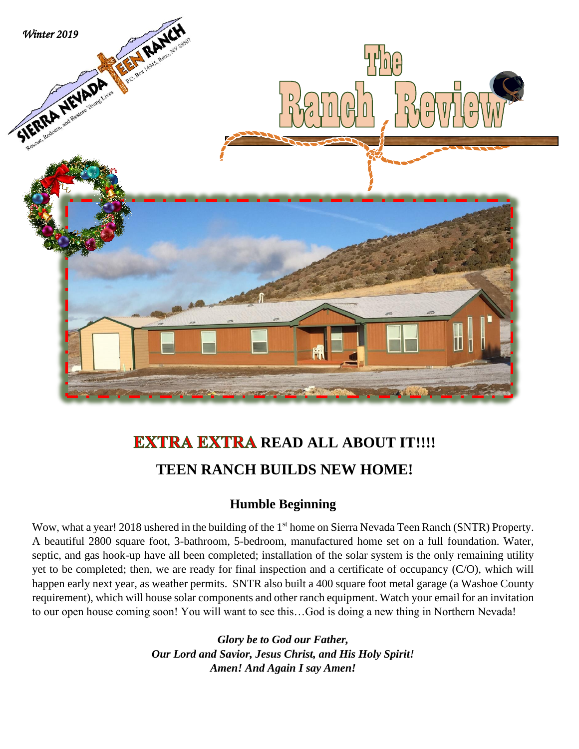*Winter 2019*

SIERRA NEVADA TEEN RANCH

P.O. Box 14945, Reno, NV 89507

Rescue, Redeem, and Restore Young Lives

# The Ranch Review

## EXTRA EXTRA READ ALL ABOUT IT!!!!

## TEEN RANCH BUILDS NEW HOME!

### Humble Beginning

Wow, what a year! 2018 ushered in the building of the 1st home on Sierra Nevada Teen Ranch (SNTR) Property. A beautiful 2800 square foot, 3-bathroom, 5-bedroom, manufactured home set on a full foundation. Water, septic, and gas hook-up have all been completed; installation of the solar system is the only remaining utility yet to be completed; then, we are ready for final inspection and a certificate of occupancy (C/O), which will happen early next year, as weather permits. SNTR also built a 400 square foot metal garage (a Washoe County requirement), which will house solar components and other ranch equipment. Watch your email for an invitation to our open house coming soon! You will want to see this…God is doing a new thing in Northern Nevada!

***Glory be to God our Father,***
***Our Lord and Savior, Jesus Christ, and His Holy Spirit!***
***Amen! And Again I say Amen!***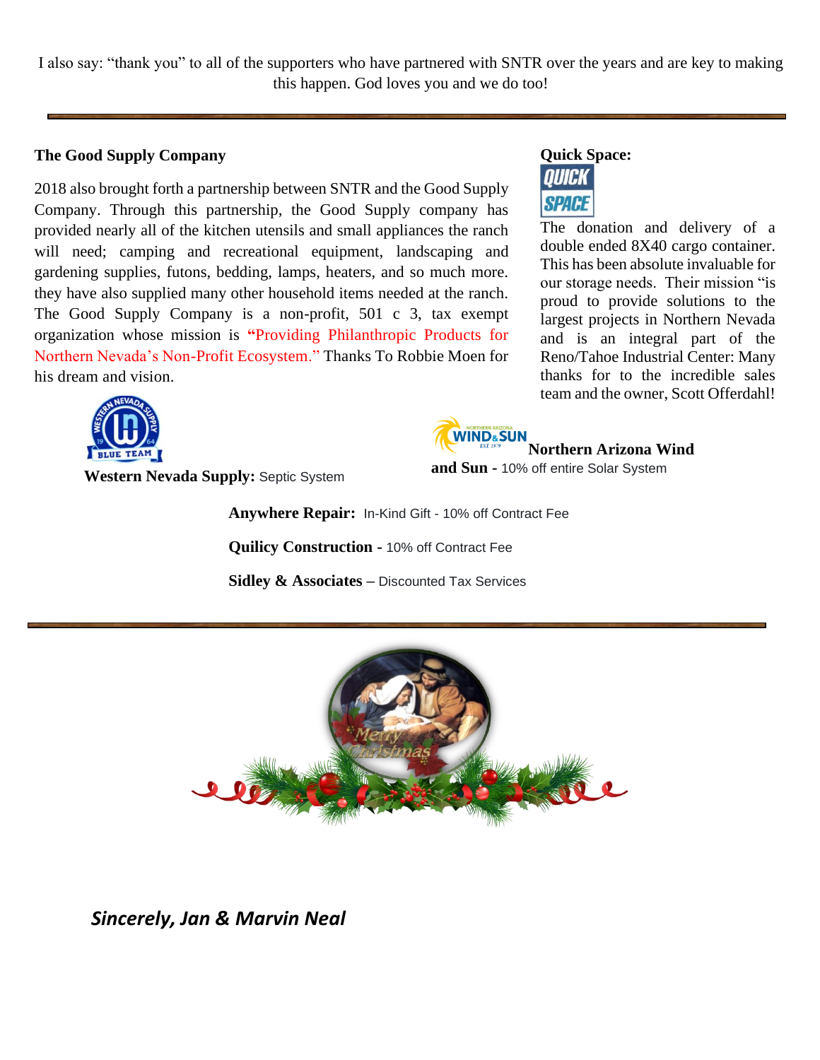I also say: "thank you" to all of the supporters who have partnered with SNTR over the years and are key to making this happen. God loves you and we do too!

---

**The Good Supply Company**

2018 also brought forth a partnership between SNTR and the Good Supply Company. Through this partnership, the Good Supply company has provided nearly all of the kitchen utensils and small appliances the ranch will need; camping and recreational equipment, landscaping and gardening supplies, futons, bedding, lamps, heaters, and so much more. they have also supplied many other household items needed at the ranch. The Good Supply Company is a non-profit, 501 c 3, tax exempt organization whose mission is "Providing Philanthropic Products for Northern Nevada's Non-Profit Ecosystem." Thanks To Robbie Moen for his dream and vision.

**Quick Space:**

The donation and delivery of a double ended 8X40 cargo container. This has been absolute invaluable for our storage needs. Their mission "is proud to provide solutions to the largest projects in Northern Nevada and is an integral part of the Reno/Tahoe Industrial Center: Many thanks for to the incredible sales team and the owner, Scott Offerdahl!

**Western Nevada Supply:** Septic System

**Northern Arizona Wind and Sun -** 10% off entire Solar System

**Anywhere Repair:** In-Kind Gift - 10% off Contract Fee

**Quilicy Construction -** 10% off Contract Fee

**Sidley & Associates** – Discounted Tax Services

---

***Sincerely, Jan & Marvin Neal***